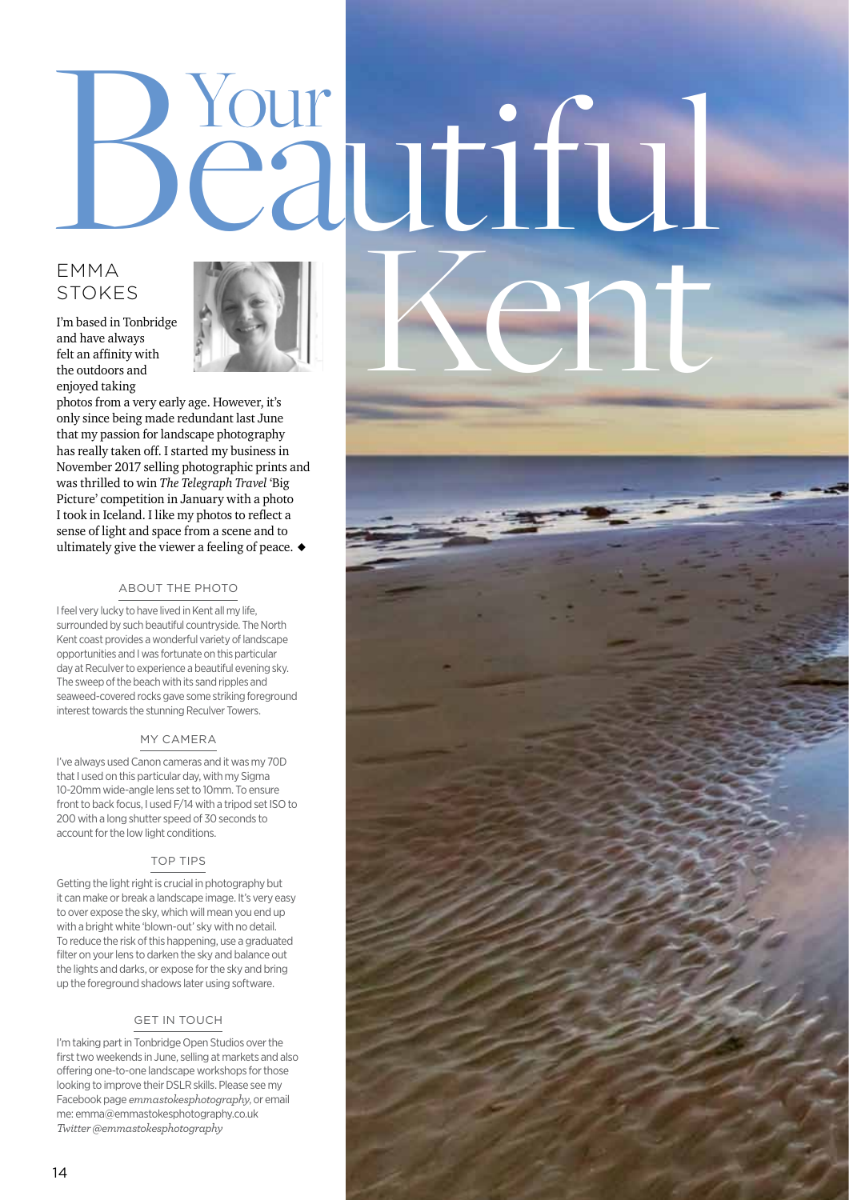# Your Beautiful Kent

## EMMA STOKES

I'm based in Tonbridge and have always felt an affinity with the outdoors and enjoyed taking photos from a very early age. However, it's only since being made redundant last June that my passion for landscape photography has really taken off. I started my business in November 2017 selling photographic prints and was thrilled to win *The Telegraph Travel* 'Big Picture' competition in January with a photo I took in Iceland. I like my photos to reflect a sense of light and space from a scene and to ultimately give the viewer a feeling of peace. ◆

### ABOUT THE PHOTO

I feel very lucky to have lived in Kent all my life, surrounded by such beautiful countryside. The North Kent coast provides a wonderful variety of landscape opportunities and I was fortunate on this particular day at Reculver to experience a beautiful evening sky. The sweep of the beach with its sand ripples and seaweed-covered rocks gave some striking foreground interest towards the stunning Reculver Towers.

### MY CAMERA

I've always used Canon cameras and it was my 70D that I used on this particular day, with my Sigma 10-20mm wide-angle lens set to 10mm. To ensure front to back focus, I used F/14 with a tripod set ISO to 200 with a long shutter speed of 30 seconds to account for the low light conditions.

### TOP TIPS

Getting the light right is crucial in photography but it can make or break a landscape image. It's very easy to over expose the sky, which will mean you end up with a bright white 'blown-out' sky with no detail. To reduce the risk of this happening, use a graduated filter on your lens to darken the sky and balance out the lights and darks, or expose for the sky and bring up the foreground shadows later using software.

### GET IN TOUCH

I'm taking part in Tonbridge Open Studios over the first two weekends in June, selling at markets and also offering one-to-one landscape workshops for those looking to improve their DSLR skills. Please see my Facebook page *emmastokesphotography*, or email me: emma@emmastokesphotography.co.uk
*Twitter @emmastokesphotography*